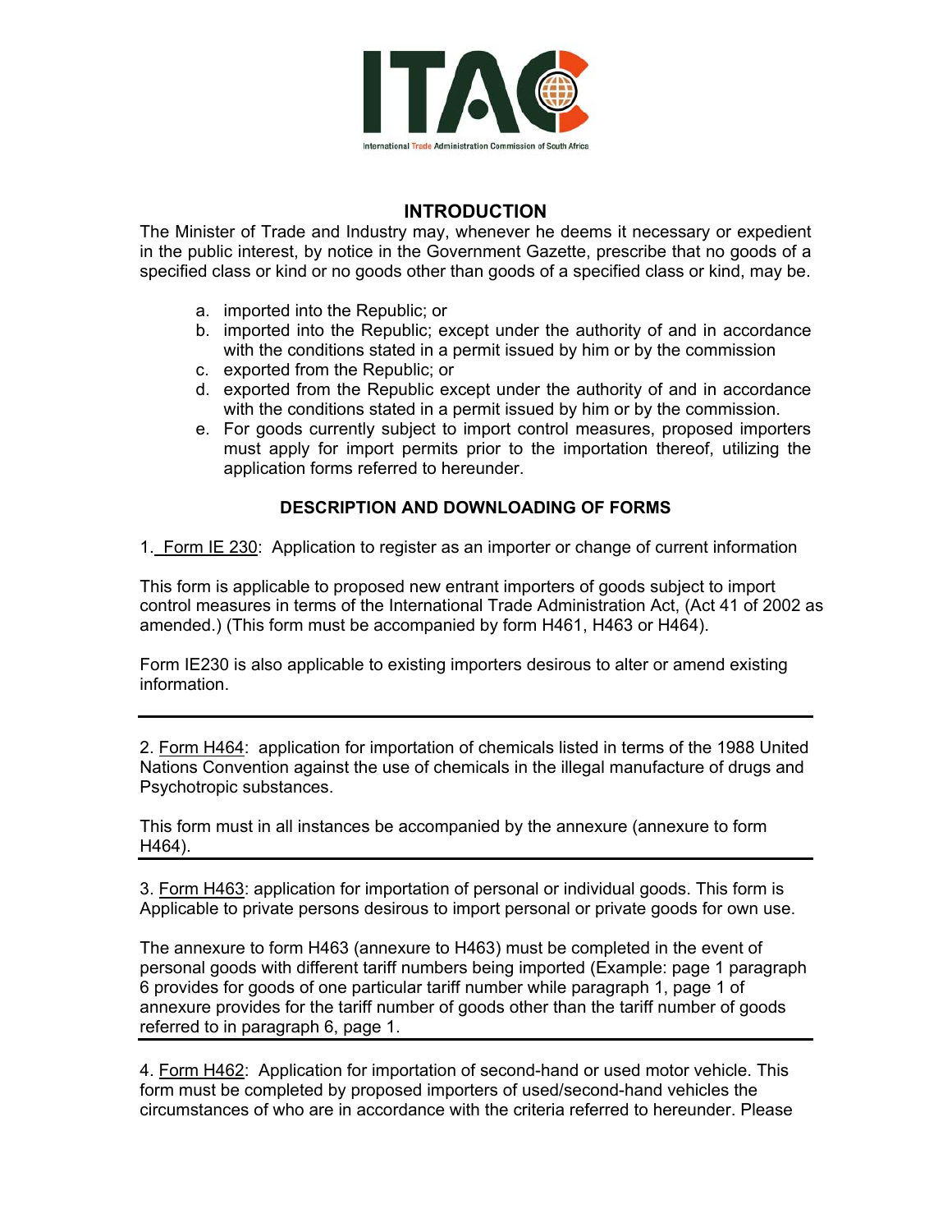**ITAC**

International Trade Administration Commission of South Africa

## INTRODUCTION

The Minister of Trade and Industry may, whenever he deems it necessary or expedient in the public interest, by notice in the Government Gazette, prescribe that no goods of a specified class or kind or no goods other than goods of a specified class or kind, may be.

a. imported into the Republic; or
b. imported into the Republic; except under the authority of and in accordance with the conditions stated in a permit issued by him or by the commission
c. exported from the Republic; or
d. exported from the Republic except under the authority of and in accordance with the conditions stated in a permit issued by him or by the commission.
e. For goods currently subject to import control measures, proposed importers must apply for import permits prior to the importation thereof, utilizing the application forms referred to hereunder.

### DESCRIPTION AND DOWNLOADING OF FORMS

1. Form IE 230: Application to register as an importer or change of current information

This form is applicable to proposed new entrant importers of goods subject to import control measures in terms of the International Trade Administration Act, (Act 41 of 2002 as amended.) (This form must be accompanied by form H461, H463 or H464).

Form IE230 is also applicable to existing importers desirous to alter or amend existing information.

---

2. Form H464: application for importation of chemicals listed in terms of the 1988 United Nations Convention against the use of chemicals in the illegal manufacture of drugs and Psychotropic substances.

This form must in all instances be accompanied by the annexure (annexure to form H464).

---

3. Form H463: application for importation of personal or individual goods. This form is Applicable to private persons desirous to import personal or private goods for own use.

The annexure to form H463 (annexure to H463) must be completed in the event of personal goods with different tariff numbers being imported (Example: page 1 paragraph 6 provides for goods of one particular tariff number while paragraph 1, page 1 of annexure provides for the tariff number of goods other than the tariff number of goods referred to in paragraph 6, page 1.

---

4. Form H462: Application for importation of second-hand or used motor vehicle. This form must be completed by proposed importers of used/second-hand vehicles the circumstances of who are in accordance with the criteria referred to hereunder. Please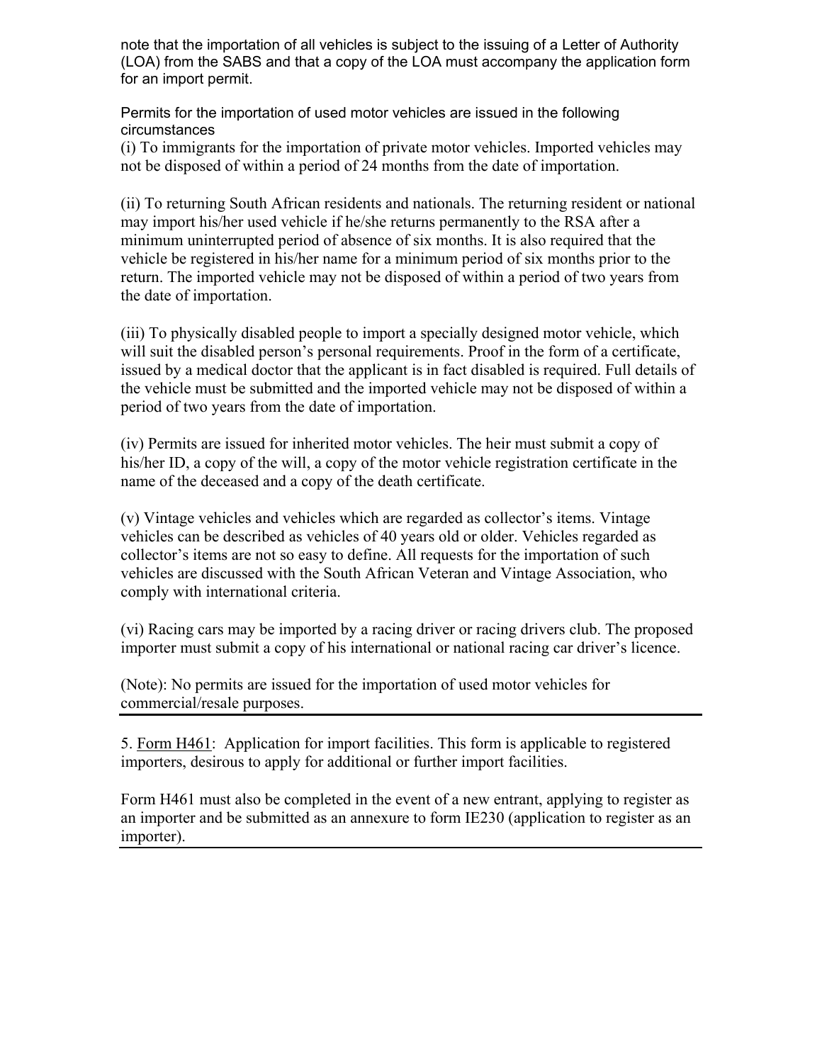note that the importation of all vehicles is subject to the issuing of a Letter of Authority (LOA) from the SABS and that a copy of the LOA must accompany the application form for an import permit.

Permits for the importation of used motor vehicles are issued in the following circumstances

(i) To immigrants for the importation of private motor vehicles. Imported vehicles may not be disposed of within a period of 24 months from the date of importation.

(ii) To returning South African residents and nationals. The returning resident or national may import his/her used vehicle if he/she returns permanently to the RSA after a minimum uninterrupted period of absence of six months. It is also required that the vehicle be registered in his/her name for a minimum period of six months prior to the return. The imported vehicle may not be disposed of within a period of two years from the date of importation.

(iii) To physically disabled people to import a specially designed motor vehicle, which will suit the disabled person's personal requirements. Proof in the form of a certificate, issued by a medical doctor that the applicant is in fact disabled is required. Full details of the vehicle must be submitted and the imported vehicle may not be disposed of within a period of two years from the date of importation.

(iv) Permits are issued for inherited motor vehicles. The heir must submit a copy of his/her ID, a copy of the will, a copy of the motor vehicle registration certificate in the name of the deceased and a copy of the death certificate.

(v) Vintage vehicles and vehicles which are regarded as collector's items. Vintage vehicles can be described as vehicles of 40 years old or older. Vehicles regarded as collector's items are not so easy to define. All requests for the importation of such vehicles are discussed with the South African Veteran and Vintage Association, who comply with international criteria.

(vi) Racing cars may be imported by a racing driver or racing drivers club. The proposed importer must submit a copy of his international or national racing car driver's licence.

(Note): No permits are issued for the importation of used motor vehicles for commercial/resale purposes.

---

5. Form H461: Application for import facilities. This form is applicable to registered importers, desirous to apply for additional or further import facilities.

Form H461 must also be completed in the event of a new entrant, applying to register as an importer and be submitted as an annexure to form IE230 (application to register as an importer).

---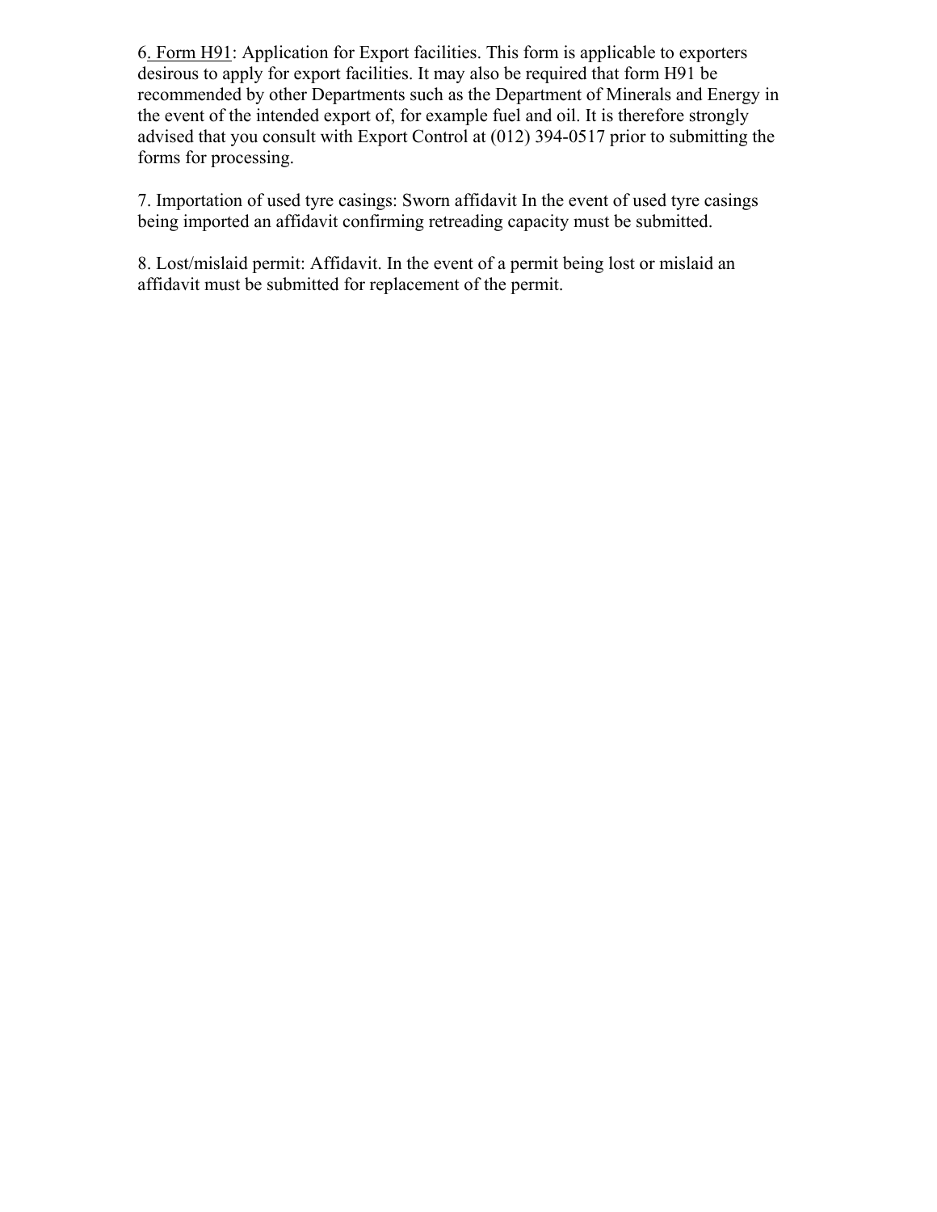6. Form H91: Application for Export facilities. This form is applicable to exporters desirous to apply for export facilities. It may also be required that form H91 be recommended by other Departments such as the Department of Minerals and Energy in the event of the intended export of, for example fuel and oil. It is therefore strongly advised that you consult with Export Control at (012) 394-0517 prior to submitting the forms for processing.

7. Importation of used tyre casings: Sworn affidavit In the event of used tyre casings being imported an affidavit confirming retreading capacity must be submitted.

8. Lost/mislaid permit: Affidavit. In the event of a permit being lost or mislaid an affidavit must be submitted for replacement of the permit.